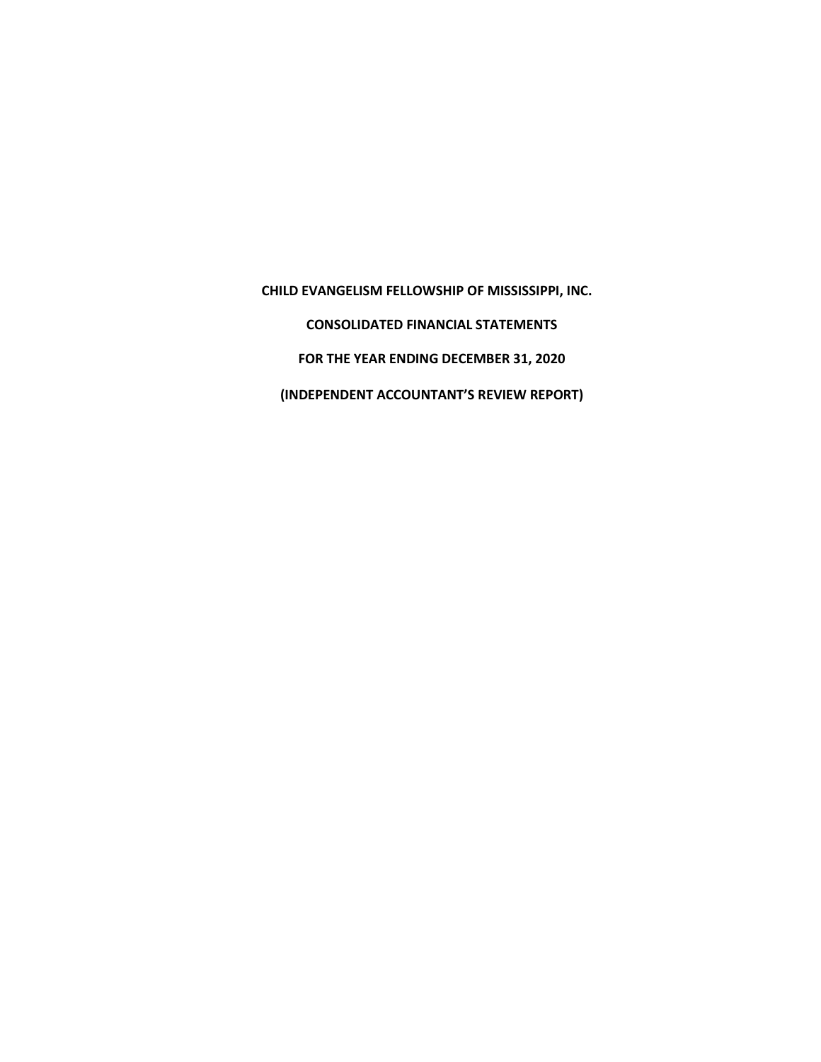**CHILD EVANGELISM FELLOWSHIP OF MISSISSIPPI, INC.**

**CONSOLIDATED FINANCIAL STATEMENTS**

**FOR THE YEAR ENDING DECEMBER 31, 2020**

**(INDEPENDENT ACCOUNTANT'S REVIEW REPORT)**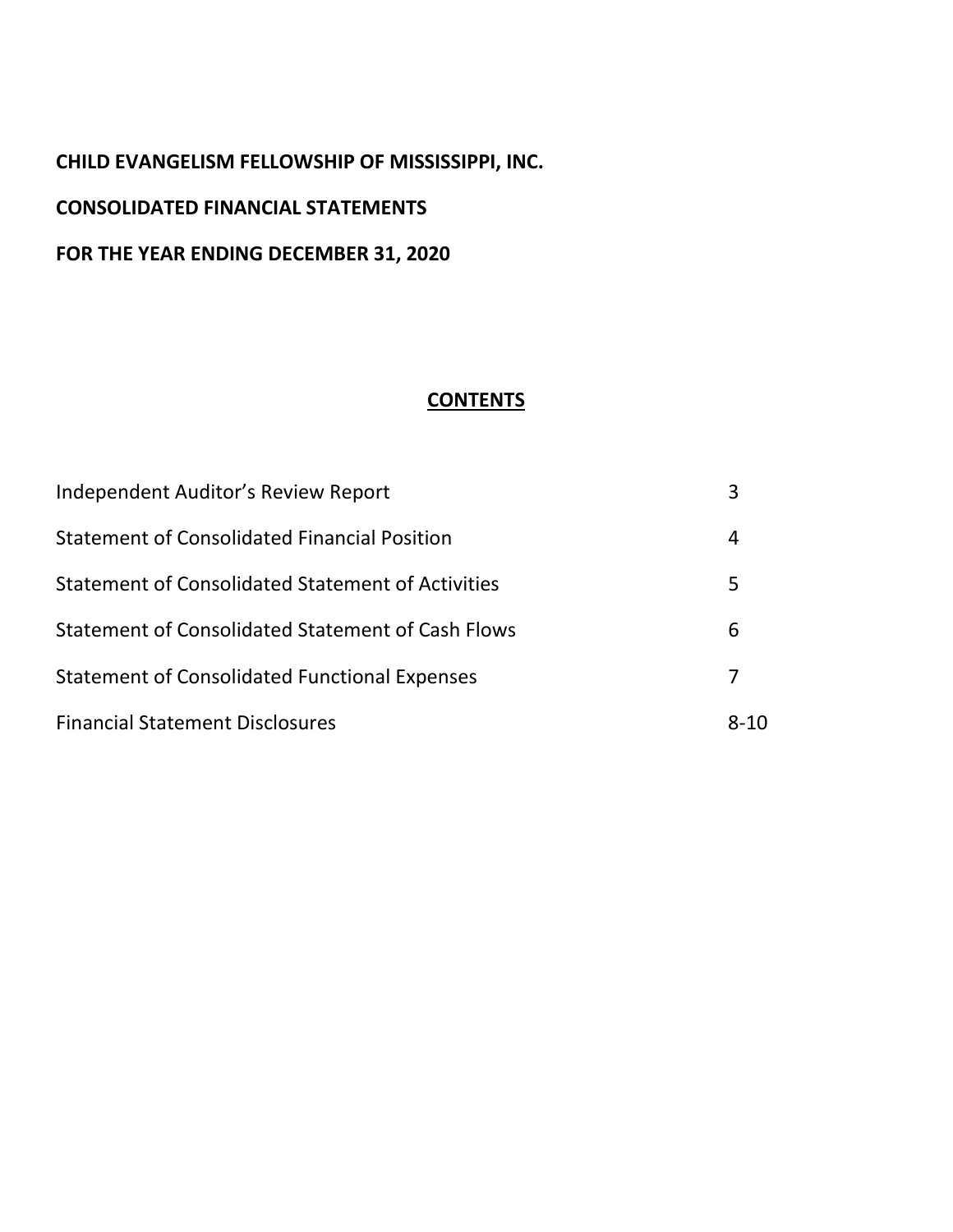**CHILD EVANGELISM FELLOWSHIP OF MISSISSIPPI, INC.**

**CONSOLIDATED FINANCIAL STATEMENTS**

**FOR THE YEAR ENDING DECEMBER 31, 2020**

## CONTENTS

| | |
|---|---|
| Independent Auditor's Review Report | 3 |
| Statement of Consolidated Financial Position | 4 |
| Statement of Consolidated Statement of Activities | 5 |
| Statement of Consolidated Statement of Cash Flows | 6 |
| Statement of Consolidated Functional Expenses | 7 |
| Financial Statement Disclosures | 8-10 |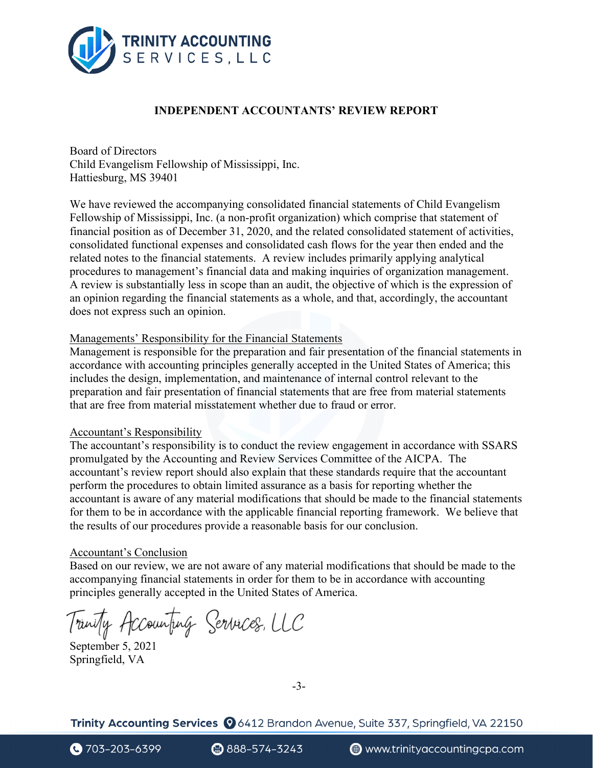**TRINITY ACCOUNTING SERVICES, LLC**

# INDEPENDENT ACCOUNTANTS' REVIEW REPORT

Board of Directors
Child Evangelism Fellowship of Mississippi, Inc.
Hattiesburg, MS 39401

We have reviewed the accompanying consolidated financial statements of Child Evangelism Fellowship of Mississippi, Inc. (a non-profit organization) which comprise that statement of financial position as of December 31, 2020, and the related consolidated statement of activities, consolidated functional expenses and consolidated cash flows for the year then ended and the related notes to the financial statements. A review includes primarily applying analytical procedures to management's financial data and making inquiries of organization management. A review is substantially less in scope than an audit, the objective of which is the expression of an opinion regarding the financial statements as a whole, and that, accordingly, the accountant does not express such an opinion.

<u>Managements' Responsibility for the Financial Statements</u>
Management is responsible for the preparation and fair presentation of the financial statements in accordance with accounting principles generally accepted in the United States of America; this includes the design, implementation, and maintenance of internal control relevant to the preparation and fair presentation of financial statements that are free from material statements that are free from material misstatement whether due to fraud or error.

<u>Accountant's Responsibility</u>
The accountant's responsibility is to conduct the review engagement in accordance with SSARS promulgated by the Accounting and Review Services Committee of the AICPA. The accountant's review report should also explain that these standards require that the accountant perform the procedures to obtain limited assurance as a basis for reporting whether the accountant is aware of any material modifications that should be made to the financial statements for them to be in accordance with the applicable financial reporting framework. We believe that the results of our procedures provide a reasonable basis for our conclusion.

<u>Accountant's Conclusion</u>
Based on our review, we are not aware of any material modifications that should be made to the accompanying financial statements in order for them to be in accordance with accounting principles generally accepted in the United States of America.

*Trinity Accounting Services, LLC*

September 5, 2021
Springfield, VA

Trinity Accounting Services 6412 Brandon Avenue, Suite 337, Springfield, VA 22150

703-203-6399 888-574-3243 www.trinityaccountingcpa.com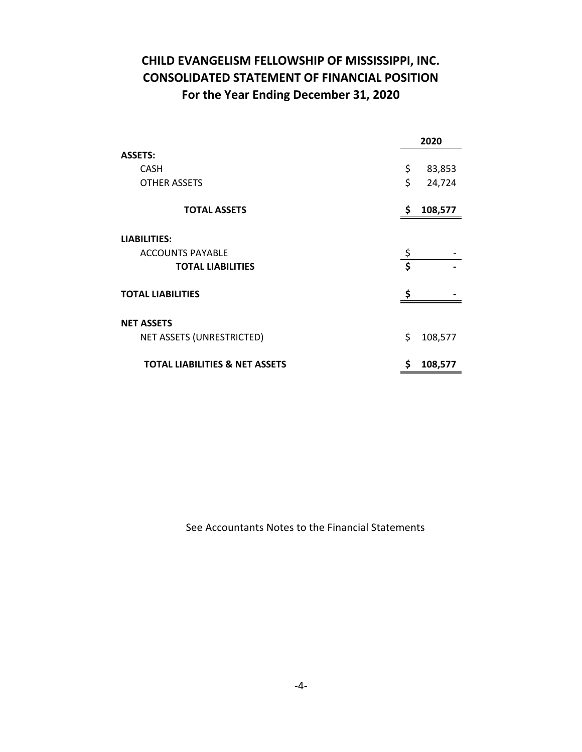# CHILD EVANGELISM FELLOWSHIP OF MISSISSIPPI, INC.
## CONSOLIDATED STATEMENT OF FINANCIAL POSITION
### For the Year Ending December 31, 2020

| | 2020 |
|---|---|
| **ASSETS:** | |
| CASH | $ 83,853 |
| OTHER ASSETS | $ 24,724 |
| **TOTAL ASSETS** | **$ 108,577** |
| **LIABILITIES:** | |
| ACCOUNTS PAYABLE | $ - |
| **TOTAL LIABILITIES** | **$ -** |
| **TOTAL LIABILITIES** | **$ -** |
| **NET ASSETS** | |
| NET ASSETS (UNRESTRICTED) | $ 108,577 |
| **TOTAL LIABILITIES & NET ASSETS** | **$ 108,577** |

See Accountants Notes to the Financial Statements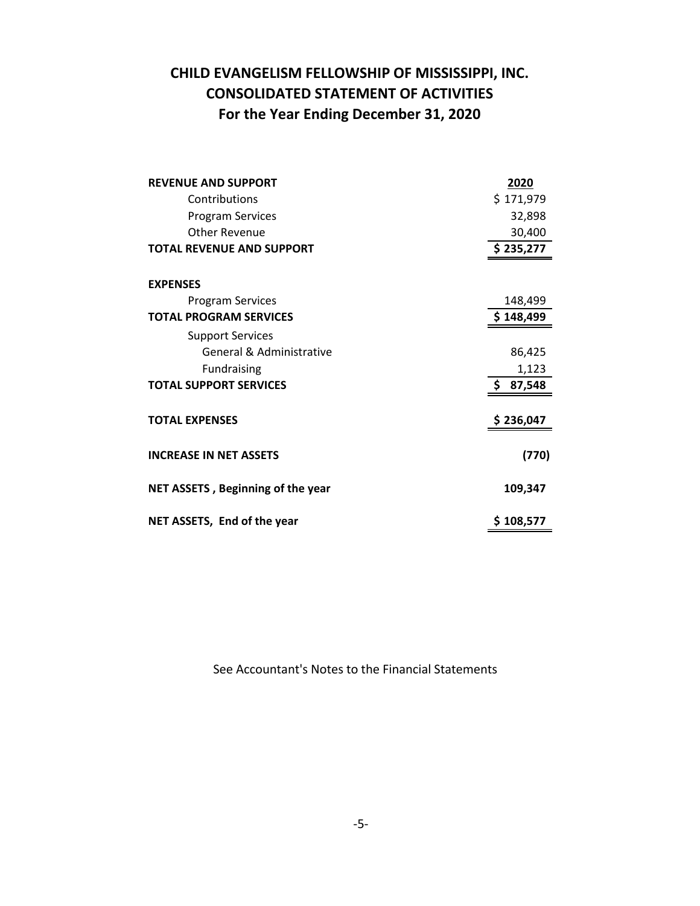# CHILD EVANGELISM FELLOWSHIP OF MISSISSIPPI, INC.
## CONSOLIDATED STATEMENT OF ACTIVITIES
### For the Year Ending December 31, 2020

| | 2020 |
|---|---|
| **REVENUE AND SUPPORT** | |
| Contributions | $ 171,979 |
| Program Services | 32,898 |
| Other Revenue | 30,400 |
| **TOTAL REVENUE AND SUPPORT** | **$ 235,277** |
| | |
| **EXPENSES** | |
| Program Services | 148,499 |
| **TOTAL PROGRAM SERVICES** | **$ 148,499** |
| Support Services | |
| General & Administrative | 86,425 |
| Fundraising | 1,123 |
| **TOTAL SUPPORT SERVICES** | **$ 87,548** |
| | |
| **TOTAL EXPENSES** | **$ 236,047** |
| | |
| **INCREASE IN NET ASSETS** | **(770)** |
| | |
| **NET ASSETS , Beginning of the year** | **109,347** |
| | |
| **NET ASSETS, End of the year** | **$ 108,577** |

See Accountant's Notes to the Financial Statements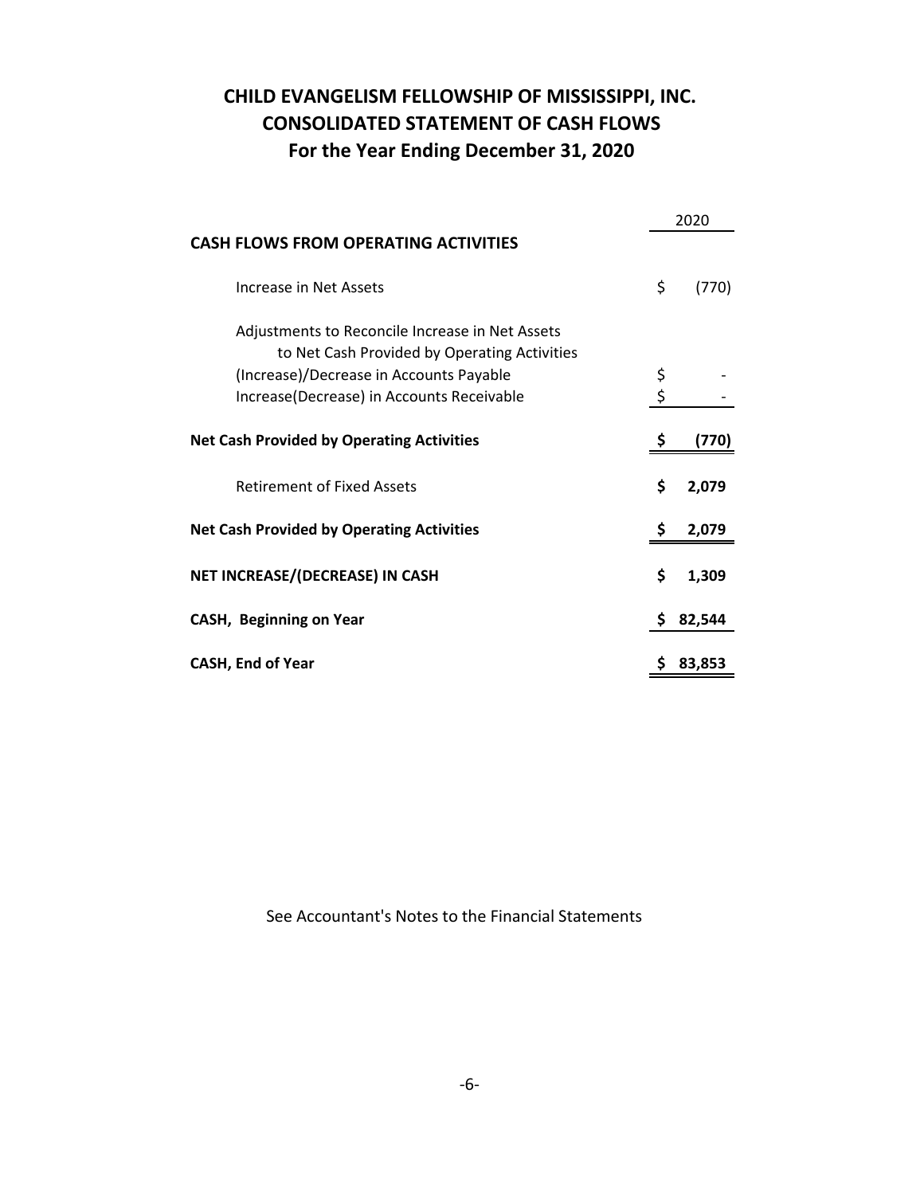# CHILD EVANGELISM FELLOWSHIP OF MISSISSIPPI, INC.
## CONSOLIDATED STATEMENT OF CASH FLOWS
### For the Year Ending December 31, 2020

| | 2020 |
|---|---|
| **CASH FLOWS FROM OPERATING ACTIVITIES** | |
| Increase in Net Assets | $ (770) |
| Adjustments to Reconcile Increase in Net Assets to Net Cash Provided by Operating Activities | |
| (Increase)/Decrease in Accounts Payable | $ - |
| Increase(Decrease) in Accounts Receivable | $ - |
| **Net Cash Provided by Operating Activities** | **$ (770)** |
| Retirement of Fixed Assets | **$ 2,079** |
| **Net Cash Provided by Operating Activities** | **$ 2,079** |
| **NET INCREASE/(DECREASE) IN CASH** | **$ 1,309** |
| **CASH, Beginning on Year** | **$ 82,544** |
| **CASH, End of Year** | **$ 83,853** |

See Accountant's Notes to the Financial Statements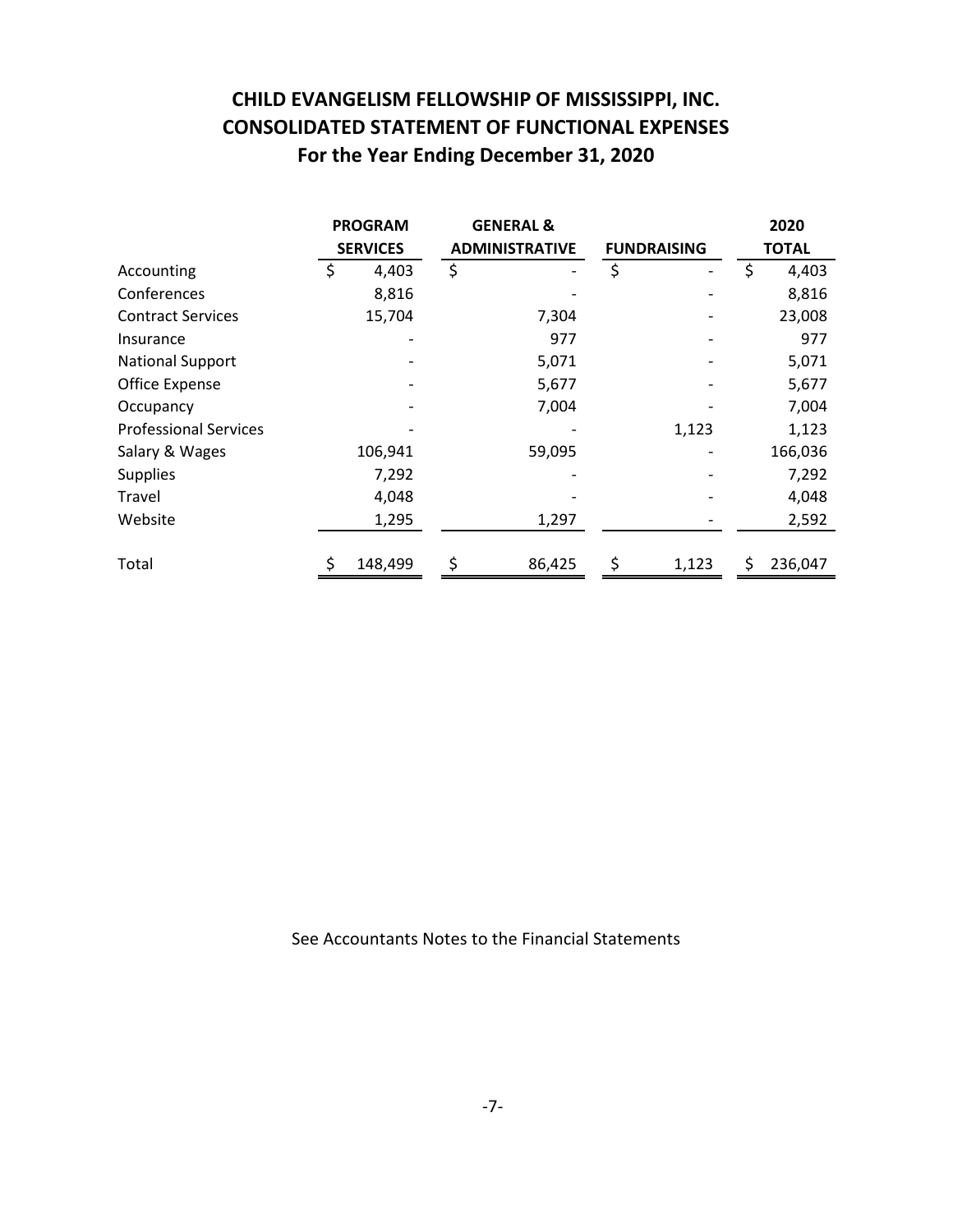# CHILD EVANGELISM FELLOWSHIP OF MISSISSIPPI, INC.
## CONSOLIDATED STATEMENT OF FUNCTIONAL EXPENSES
### For the Year Ending December 31, 2020

| | PROGRAM SERVICES | GENERAL & ADMINISTRATIVE | FUNDRAISING | 2020 TOTAL |
|---|---|---|---|---|
| Accounting | $ 4,403 | $ - | $ - | $ 4,403 |
| Conferences | 8,816 | - | - | 8,816 |
| Contract Services | 15,704 | 7,304 | - | 23,008 |
| Insurance | - | 977 | - | 977 |
| National Support | - | 5,071 | - | 5,071 |
| Office Expense | - | 5,677 | - | 5,677 |
| Occupancy | - | 7,004 | - | 7,004 |
| Professional Services | - | - | 1,123 | 1,123 |
| Salary & Wages | 106,941 | 59,095 | - | 166,036 |
| Supplies | 7,292 | - | - | 7,292 |
| Travel | 4,048 | - | - | 4,048 |
| Website | 1,295 | 1,297 | - | 2,592 |
| Total | $ 148,499 | $ 86,425 | $ 1,123 | $ 236,047 |

See Accountants Notes to the Financial Statements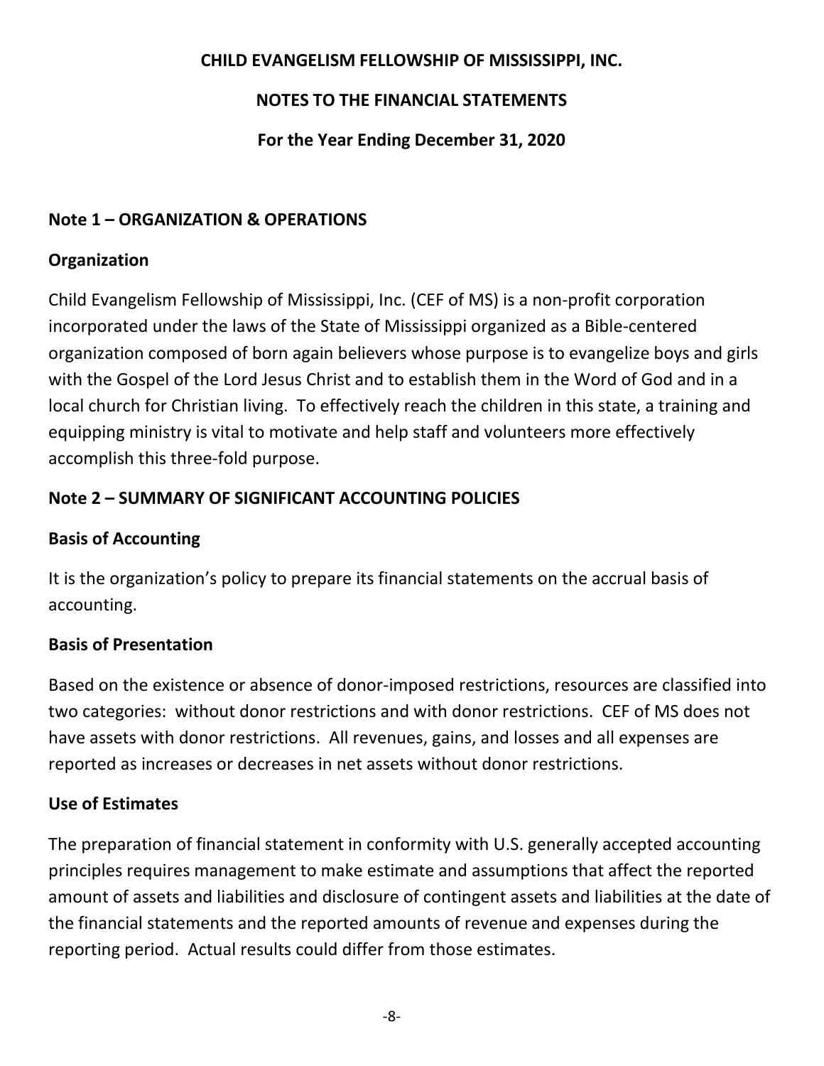**CHILD EVANGELISM FELLOWSHIP OF MISSISSIPPI, INC.**

**NOTES TO THE FINANCIAL STATEMENTS**

**For the Year Ending December 31, 2020**

## Note 1 – ORGANIZATION & OPERATIONS

### Organization

Child Evangelism Fellowship of Mississippi, Inc. (CEF of MS) is a non-profit corporation incorporated under the laws of the State of Mississippi organized as a Bible-centered organization composed of born again believers whose purpose is to evangelize boys and girls with the Gospel of the Lord Jesus Christ and to establish them in the Word of God and in a local church for Christian living. To effectively reach the children in this state, a training and equipping ministry is vital to motivate and help staff and volunteers more effectively accomplish this three-fold purpose.

## Note 2 – SUMMARY OF SIGNIFICANT ACCOUNTING POLICIES

### Basis of Accounting

It is the organization's policy to prepare its financial statements on the accrual basis of accounting.

### Basis of Presentation

Based on the existence or absence of donor-imposed restrictions, resources are classified into two categories: without donor restrictions and with donor restrictions. CEF of MS does not have assets with donor restrictions. All revenues, gains, and losses and all expenses are reported as increases or decreases in net assets without donor restrictions.

### Use of Estimates

The preparation of financial statement in conformity with U.S. generally accepted accounting principles requires management to make estimate and assumptions that affect the reported amount of assets and liabilities and disclosure of contingent assets and liabilities at the date of the financial statements and the reported amounts of revenue and expenses during the reporting period. Actual results could differ from those estimates.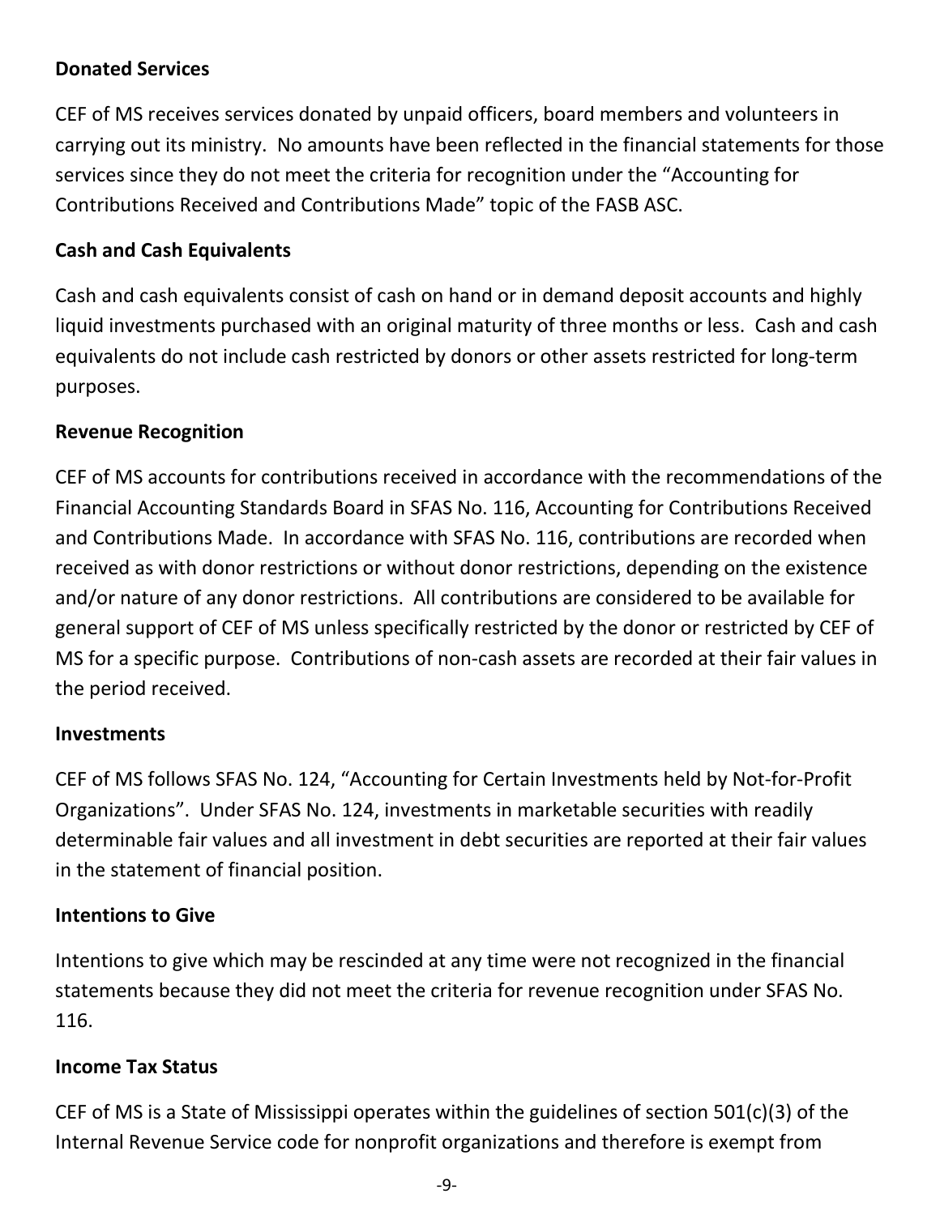**Donated Services**

CEF of MS receives services donated by unpaid officers, board members and volunteers in carrying out its ministry. No amounts have been reflected in the financial statements for those services since they do not meet the criteria for recognition under the "Accounting for Contributions Received and Contributions Made" topic of the FASB ASC.

**Cash and Cash Equivalents**

Cash and cash equivalents consist of cash on hand or in demand deposit accounts and highly liquid investments purchased with an original maturity of three months or less. Cash and cash equivalents do not include cash restricted by donors or other assets restricted for long-term purposes.

**Revenue Recognition**

CEF of MS accounts for contributions received in accordance with the recommendations of the Financial Accounting Standards Board in SFAS No. 116, Accounting for Contributions Received and Contributions Made. In accordance with SFAS No. 116, contributions are recorded when received as with donor restrictions or without donor restrictions, depending on the existence and/or nature of any donor restrictions. All contributions are considered to be available for general support of CEF of MS unless specifically restricted by the donor or restricted by CEF of MS for a specific purpose. Contributions of non-cash assets are recorded at their fair values in the period received.

**Investments**

CEF of MS follows SFAS No. 124, "Accounting for Certain Investments held by Not-for-Profit Organizations". Under SFAS No. 124, investments in marketable securities with readily determinable fair values and all investment in debt securities are reported at their fair values in the statement of financial position.

**Intentions to Give**

Intentions to give which may be rescinded at any time were not recognized in the financial statements because they did not meet the criteria for revenue recognition under SFAS No. 116.

**Income Tax Status**

CEF of MS is a State of Mississippi operates within the guidelines of section 501(c)(3) of the Internal Revenue Service code for nonprofit organizations and therefore is exempt from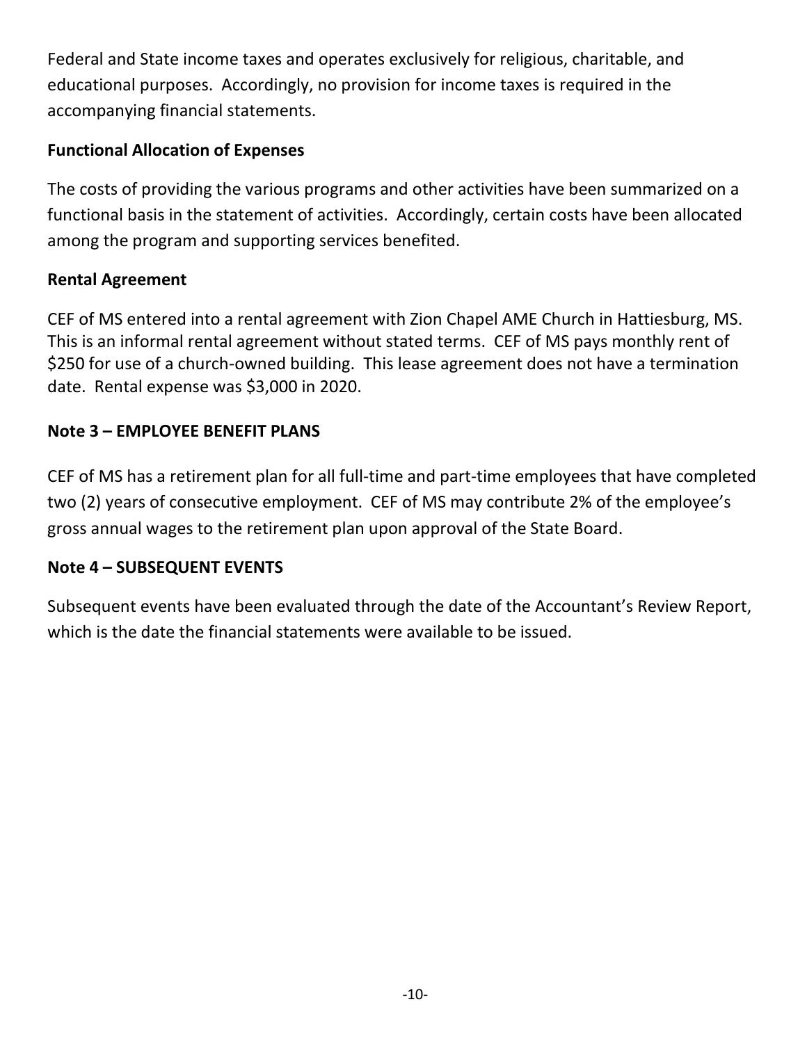Federal and State income taxes and operates exclusively for religious, charitable, and educational purposes. Accordingly, no provision for income taxes is required in the accompanying financial statements.

**Functional Allocation of Expenses**

The costs of providing the various programs and other activities have been summarized on a functional basis in the statement of activities. Accordingly, certain costs have been allocated among the program and supporting services benefited.

**Rental Agreement**

CEF of MS entered into a rental agreement with Zion Chapel AME Church in Hattiesburg, MS. This is an informal rental agreement without stated terms. CEF of MS pays monthly rent of $250 for use of a church-owned building. This lease agreement does not have a termination date. Rental expense was $3,000 in 2020.

## Note 3 – EMPLOYEE BENEFIT PLANS

CEF of MS has a retirement plan for all full-time and part-time employees that have completed two (2) years of consecutive employment. CEF of MS may contribute 2% of the employee's gross annual wages to the retirement plan upon approval of the State Board.

## Note 4 – SUBSEQUENT EVENTS

Subsequent events have been evaluated through the date of the Accountant's Review Report, which is the date the financial statements were available to be issued.